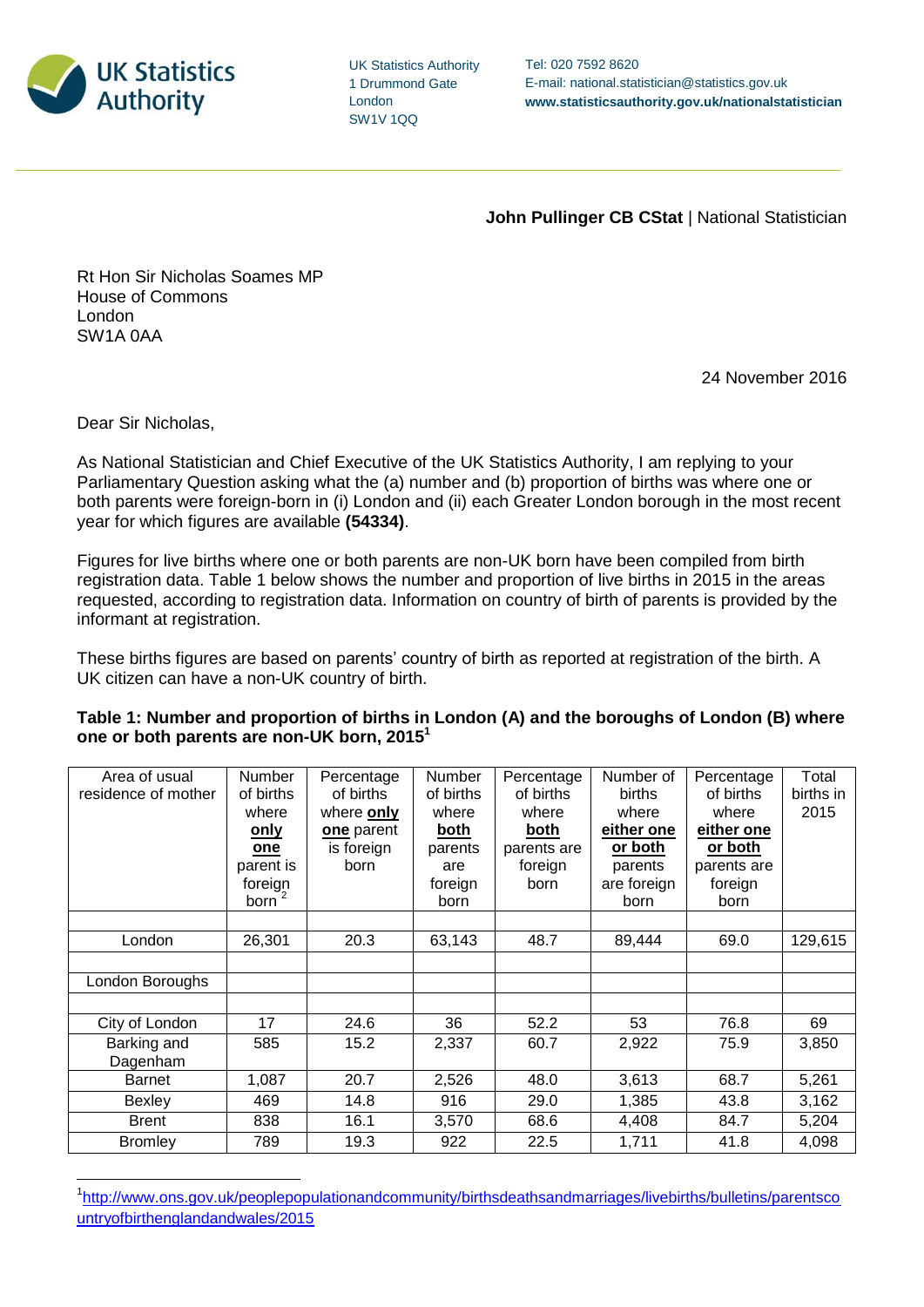UK Statistics Authority

UK Statistics Authority
1 Drummond Gate
London
SW1V 1QQ

Tel: 020 7592 8620
E-mail: national.statistician@statistics.gov.uk
**www.statisticsauthority.gov.uk/nationalstatistician**

**John Pullinger CB CStat** | National Statistician

Rt Hon Sir Nicholas Soames MP
House of Commons
London
SW1A 0AA

24 November 2016

Dear Sir Nicholas,

As National Statistician and Chief Executive of the UK Statistics Authority, I am replying to your Parliamentary Question asking what the (a) number and (b) proportion of births was where one or both parents were foreign-born in (i) London and (ii) each Greater London borough in the most recent year for which figures are available **(54334)**.

Figures for live births where one or both parents are non-UK born have been compiled from birth registration data. Table 1 below shows the number and proportion of live births in 2015 in the areas requested, according to registration data. Information on country of birth of parents is provided by the informant at registration.

These births figures are based on parents' country of birth as reported at registration of the birth. A UK citizen can have a non-UK country of birth.

**Table 1: Number and proportion of births in London (A) and the boroughs of London (B) where one or both parents are non-UK born, 2015[1]**

| Area of usual residence of mother | Number of births where **only one** parent is foreign born [2] | Percentage of births where **only one** parent is foreign born | Number of births where **both** parents are foreign born | Percentage of births where **both** parents are foreign born | Number of births where **either one or both** parents are foreign born | Percentage of births where **either one or both** parents are foreign born | Total births in 2015 |
|---|---|---|---|---|---|---|---|
| | | | | | | | |
| London | 26,301 | 20.3 | 63,143 | 48.7 | 89,444 | 69.0 | 129,615 |
| | | | | | | | |
| London Boroughs | | | | | | | |
| | | | | | | | |
| City of London | 17 | 24.6 | 36 | 52.2 | 53 | 76.8 | 69 |
| Barking and Dagenham | 585 | 15.2 | 2,337 | 60.7 | 2,922 | 75.9 | 3,850 |
| Barnet | 1,087 | 20.7 | 2,526 | 48.0 | 3,613 | 68.7 | 5,261 |
| Bexley | 469 | 14.8 | 916 | 29.0 | 1,385 | 43.8 | 3,162 |
| Brent | 838 | 16.1 | 3,570 | 68.6 | 4,408 | 84.7 | 5,204 |
| Bromley | 789 | 19.3 | 922 | 22.5 | 1,711 | 41.8 | 4,098 |

[1] http://www.ons.gov.uk/peoplepopulationandcommunity/birthsdeathsandmarriages/livebirths/bulletins/parentscountryofbirthenglandandwales/2015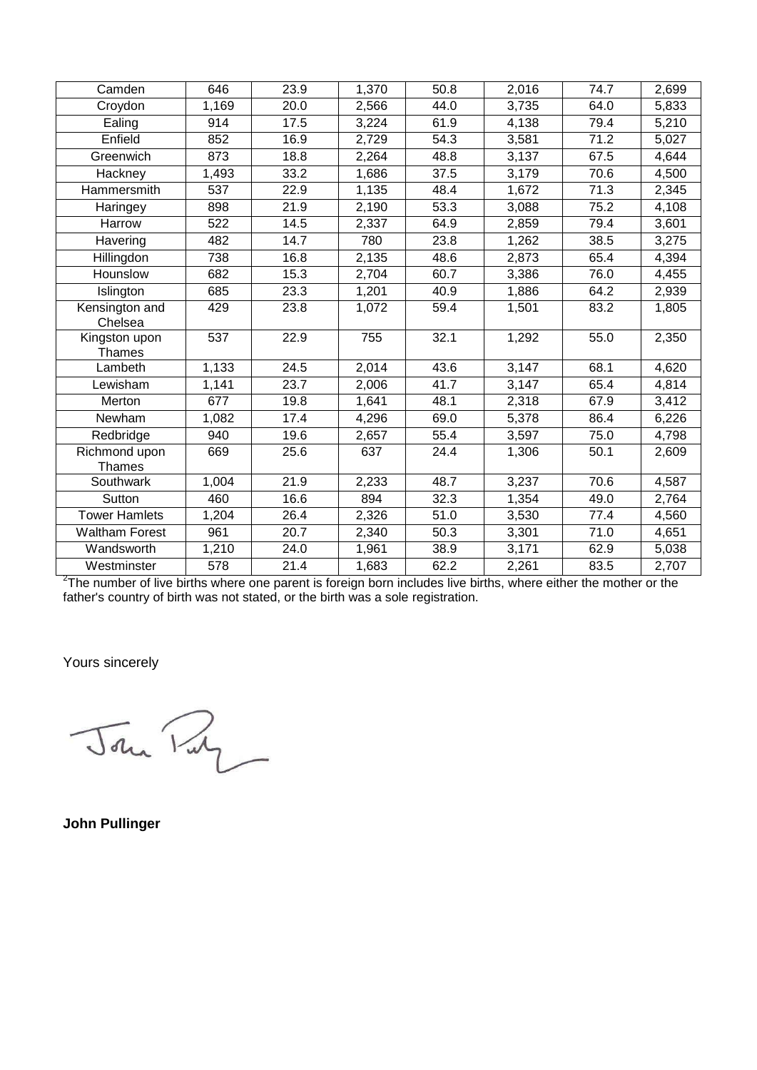| | | | | | | | |
|---|---|---|---|---|---|---|---|
| Camden | 646 | 23.9 | 1,370 | 50.8 | 2,016 | 74.7 | 2,699 |
| Croydon | 1,169 | 20.0 | 2,566 | 44.0 | 3,735 | 64.0 | 5,833 |
| Ealing | 914 | 17.5 | 3,224 | 61.9 | 4,138 | 79.4 | 5,210 |
| Enfield | 852 | 16.9 | 2,729 | 54.3 | 3,581 | 71.2 | 5,027 |
| Greenwich | 873 | 18.8 | 2,264 | 48.8 | 3,137 | 67.5 | 4,644 |
| Hackney | 1,493 | 33.2 | 1,686 | 37.5 | 3,179 | 70.6 | 4,500 |
| Hammersmith | 537 | 22.9 | 1,135 | 48.4 | 1,672 | 71.3 | 2,345 |
| Haringey | 898 | 21.9 | 2,190 | 53.3 | 3,088 | 75.2 | 4,108 |
| Harrow | 522 | 14.5 | 2,337 | 64.9 | 2,859 | 79.4 | 3,601 |
| Havering | 482 | 14.7 | 780 | 23.8 | 1,262 | 38.5 | 3,275 |
| Hillingdon | 738 | 16.8 | 2,135 | 48.6 | 2,873 | 65.4 | 4,394 |
| Hounslow | 682 | 15.3 | 2,704 | 60.7 | 3,386 | 76.0 | 4,455 |
| Islington | 685 | 23.3 | 1,201 | 40.9 | 1,886 | 64.2 | 2,939 |
| Kensington and Chelsea | 429 | 23.8 | 1,072 | 59.4 | 1,501 | 83.2 | 1,805 |
| Kingston upon Thames | 537 | 22.9 | 755 | 32.1 | 1,292 | 55.0 | 2,350 |
| Lambeth | 1,133 | 24.5 | 2,014 | 43.6 | 3,147 | 68.1 | 4,620 |
| Lewisham | 1,141 | 23.7 | 2,006 | 41.7 | 3,147 | 65.4 | 4,814 |
| Merton | 677 | 19.8 | 1,641 | 48.1 | 2,318 | 67.9 | 3,412 |
| Newham | 1,082 | 17.4 | 4,296 | 69.0 | 5,378 | 86.4 | 6,226 |
| Redbridge | 940 | 19.6 | 2,657 | 55.4 | 3,597 | 75.0 | 4,798 |
| Richmond upon Thames | 669 | 25.6 | 637 | 24.4 | 1,306 | 50.1 | 2,609 |
| Southwark | 1,004 | 21.9 | 2,233 | 48.7 | 3,237 | 70.6 | 4,587 |
| Sutton | 460 | 16.6 | 894 | 32.3 | 1,354 | 49.0 | 2,764 |
| Tower Hamlets | 1,204 | 26.4 | 2,326 | 51.0 | 3,530 | 77.4 | 4,560 |
| Waltham Forest | 961 | 20.7 | 2,340 | 50.3 | 3,301 | 71.0 | 4,651 |
| Wandsworth | 1,210 | 24.0 | 1,961 | 38.9 | 3,171 | 62.9 | 5,038 |
| Westminster | 578 | 21.4 | 1,683 | 62.2 | 2,261 | 83.5 | 2,707 |

[2]The number of live births where one parent is foreign born includes live births, where either the mother or the father's country of birth was not stated, or the birth was a sole registration.

Yours sincerely

**John Pullinger**